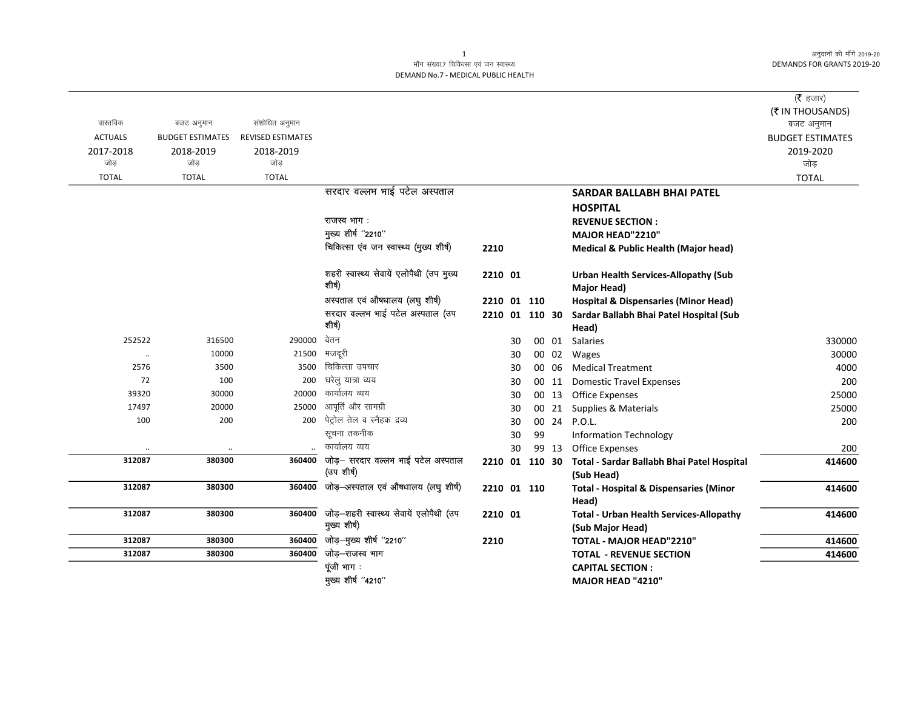# माँग संख्या.7 चिकित्सा एवं जन स्वास्थ्य
# DEMAND No.7 - MEDICAL PUBLIC HEALTH

अनुदानों की माँगें 2019-20
DEMANDS FOR GRANTS 2019-20

(₹ हजार)
(₹ IN THOUSANDS)

| वास्तविक ACTUALS 2017-2018 जोड़ TOTAL | बजट अनुमान BUDGET ESTIMATES 2018-2019 जोड़ TOTAL | संशोधित अनुमान REVISED ESTIMATES 2018-2019 जोड़ TOTAL | | | | बजट अनुमान BUDGET ESTIMATES 2019-2020 जोड़ TOTAL |
|---|---|---|---|---|---|---|
| | | | सरदार वल्लभ भाई पटेल अस्पताल | | **SARDAR BALLABH BHAI PATEL HOSPITAL** | |
| | | | राजस्व भाग : | | **REVENUE SECTION :** | |
| | | | मुख्य शीर्ष "2210" | | **MAJOR HEAD"2210"** | |
| | | | चिकित्सा एंव जन स्वास्थ्य (मुख्य शीर्ष) | 2210 | **Medical & Public Health (Major head)** | |
| | | | शहरी स्वास्थ्य सेवायें एलोपैथी (उप मुख्य शीर्ष) | 2210 01 | **Urban Health Services-Allopathy (Sub Major Head)** | |
| | | | अस्पताल एवं औषधालय (लघु शीर्ष) | 2210 01 110 | **Hospital & Dispensaries (Minor Head)** | |
| | | | सरदार वल्लभ भाई पटेल अस्पताल (उप शीर्ष) | 2210 01 110 30 | **Sardar Ballabh Bhai Patel Hospital (Sub Head)** | |
| 252522 | 316500 | 290000 | वेतन | 30 00 01 | Salaries | 330000 |
| .. | 10000 | 21500 | मजदूरी | 30 00 02 | Wages | 30000 |
| 2576 | 3500 | 3500 | चिकित्सा उपचार | 30 00 06 | Medical Treatment | 4000 |
| 72 | 100 | 200 | घरेलु यात्रा व्यय | 30 00 11 | Domestic Travel Expenses | 200 |
| 39320 | 30000 | 20000 | कार्यालय व्यय | 30 00 13 | Office Expenses | 25000 |
| 17497 | 20000 | 25000 | आपूर्ति और सामग्री | 30 00 21 | Supplies & Materials | 25000 |
| 100 | 200 | 200 | पेट्रोल तेल व स्नैहक द्रव्य | 30 00 24 | P.O.L. | 200 |
| | | | सूचना तकनीक | 30 99 | Information Technology | |
| .. | .. | .. | कार्यालय व्यय | 30 99 13 | Office Expenses | 200 |
| **312087** | **380300** | **360400** | जोड़– सरदार वल्लभ भाई पटेल अस्पताल (उप शीर्ष) | 2210 01 110 30 | **Total - Sardar Ballabh Bhai Patel Hospital (Sub Head)** | **414600** |
| **312087** | **380300** | **360400** | जोड़–अस्पताल एवं औषधालय (लघु शीर्ष) | 2210 01 110 | **Total - Hospital & Dispensaries (Minor Head)** | **414600** |
| **312087** | **380300** | **360400** | जोड़–शहरी स्वास्थ्य सेवायें एलोपैथी (उप मुख्य शीर्ष) | 2210 01 | **Total - Urban Health Services-Allopathy (Sub Major Head)** | **414600** |
| **312087** | **380300** | **360400** | जोड़–मुख्य शीर्ष "2210" | 2210 | **TOTAL - MAJOR HEAD"2210"** | **414600** |
| **312087** | **380300** | **360400** | जोड़–राजस्व भाग | | **TOTAL - REVENUE SECTION** | **414600** |
| | | | पूंजी भाग : | | **CAPITAL SECTION :** | |
| | | | मुख्य शीर्ष "4210" | | **MAJOR HEAD "4210"** | |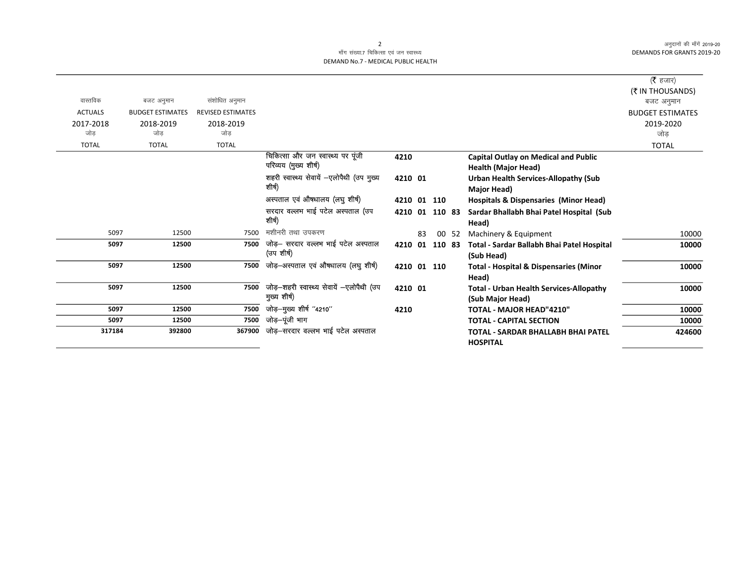माँग संख्या.7 चिकित्सा एवं जन स्वास्थ्य
DEMAND No.7 - MEDICAL PUBLIC HEALTH

| वास्तविक ACTUALS 2017-2018 जोड़ TOTAL | बजट अनुमान BUDGET ESTIMATES 2018-2019 जोड़ TOTAL | संशोधित अनुमान REVISED ESTIMATES 2018-2019 जोड़ TOTAL | | | | (₹ हजार) (₹ IN THOUSANDS) बजट अनुमान BUDGET ESTIMATES 2019-2020 जोड़ TOTAL |
|---|---|---|---|---|---|---|
| | | | चिकित्सा और जन स्वास्थ्य पर पूंजी परिव्यय (मुख्य शीर्ष) | 4210 | **Capital Outlay on Medical and Public Health (Major Head)** | |
| | | | शहरी स्वास्थ्य सेवायें –एलोपैथी (उप मुख्य शीर्ष) | 4210 01 | **Urban Health Services-Allopathy (Sub Major Head)** | |
| | | | अस्पताल एवं औषधालय (लघु शीर्ष) | 4210 01 110 | **Hospitals & Dispensaries (Minor Head)** | |
| | | | सरदार वल्लभ भाई पटेल अस्पताल (उप शीर्ष) | 4210 01 110 83 | **Sardar Bhallabh Bhai Patel Hospital (Sub Head)** | |
| 5097 | 12500 | 7500 | मशीनरी तथा उपकरण | 83 00 52 | Machinery & Equipment | 10000 |
| **5097** | **12500** | **7500** | जोड़– सरदार वल्लभ भाई पटेल अस्पताल (उप शीर्ष) | 4210 01 110 83 | **Total - Sardar Ballabh Bhai Patel Hospital (Sub Head)** | **10000** |
| **5097** | **12500** | **7500** | जोड़–अस्पताल एवं औषधालय (लघु शीर्ष) | 4210 01 110 | **Total - Hospital & Dispensaries (Minor Head)** | **10000** |
| **5097** | **12500** | **7500** | जोड़–शहरी स्वास्थ्य सेवायें –एलोपैथी (उप मुख्य शीर्ष) | 4210 01 | **Total - Urban Health Services-Allopathy (Sub Major Head)** | **10000** |
| **5097** | **12500** | **7500** | जोड़–मुख्य शीर्ष ''4210'' | 4210 | **TOTAL - MAJOR HEAD"4210"** | **10000** |
| **5097** | **12500** | **7500** | जोड़–पूंजी भाग | | **TOTAL - CAPITAL SECTION** | **10000** |
| **317184** | **392800** | **367900** | जोड़–सरदार वल्लभ भाई पटेल अस्पताल | | **TOTAL - SARDAR BHALLABH BHAI PATEL HOSPITAL** | **424600** |